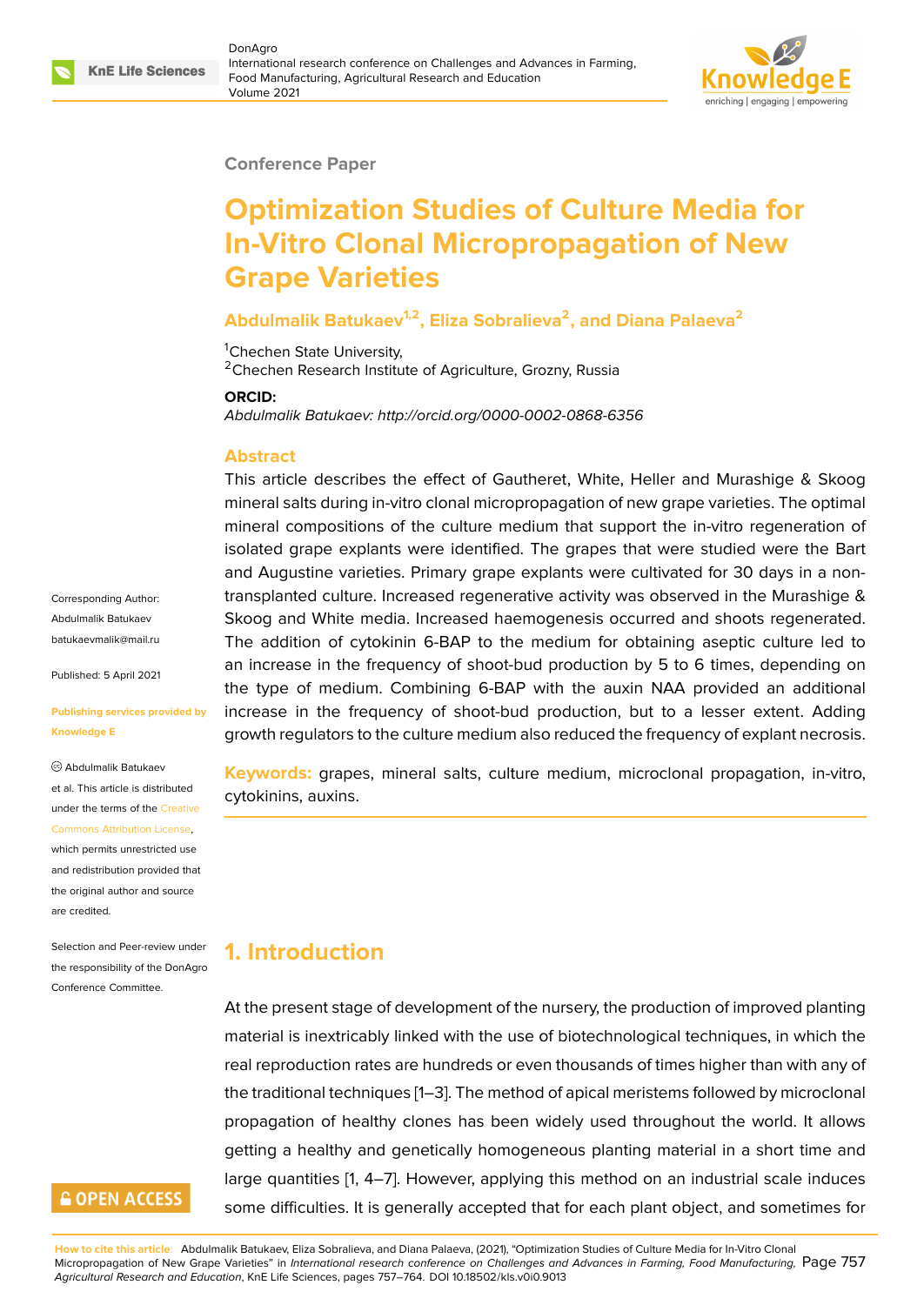Conference Paper

# Optimization Studies of Culture Media for In-Vitro Clonal Micropropagation of New Grape Varieties

**Abdulmalik Batukaev[1,2], Eliza Sobralieva[2], and Diana Palaeva[2]**

[1]Chechen State University,
[2]Chechen Research Institute of Agriculture, Grozny, Russia

**ORCID:**
*Abdulmalik Batukaev: http://orcid.org/0000-0002-0868-6356*

Corresponding Author: Abdulmalik Batukaev batukaevmalik@mail.ru

Published: 5 April 2021

Publishing services provided by Knowledge E

© Abdulmalik Batukaev et al. This article is distributed under the terms of the Creative Commons Attribution License, which permits unrestricted use and redistribution provided that the original author and source are credited.

Selection and Peer-review under the responsibility of the DonAgro Conference Committee.

## Abstract

This article describes the effect of Gautheret, White, Heller and Murashige & Skoog mineral salts during in-vitro clonal micropropagation of new grape varieties. The optimal mineral compositions of the culture medium that support the in-vitro regeneration of isolated grape explants were identified. The grapes that were studied were the Bart and Augustine varieties. Primary grape explants were cultivated for 30 days in a non-transplanted culture. Increased regenerative activity was observed in the Murashige & Skoog and White media. Increased haemogenesis occurred and shoots regenerated. The addition of cytokinin 6-BAP to the medium for obtaining aseptic culture led to an increase in the frequency of shoot-bud production by 5 to 6 times, depending on the type of medium. Combining 6-BAP with the auxin NAA provided an additional increase in the frequency of shoot-bud production, but to a lesser extent. Adding growth regulators to the culture medium also reduced the frequency of explant necrosis.

**Keywords:** grapes, mineral salts, culture medium, microclonal propagation, in-vitro, cytokinins, auxins.

## 1. Introduction

At the present stage of development of the nursery, the production of improved planting material is inextricably linked with the use of biotechnological techniques, in which the real reproduction rates are hundreds or even thousands of times higher than with any of the traditional techniques [1–3]. The method of apical meristems followed by microclonal propagation of healthy clones has been widely used throughout the world. It allows getting a healthy and genetically homogeneous planting material in a short time and large quantities [1, 4–7]. However, applying this method on an industrial scale induces some difficulties. It is generally accepted that for each plant object, and sometimes for

**How to cite this article**: Abdulmalik Batukaev, Eliza Sobralieva, and Diana Palaeva, (2021), "Optimization Studies of Culture Media for In-Vitro Clonal Micropropagation of New Grape Varieties" in *International research conference on Challenges and Advances in Farming, Food Manufacturing, Agricultural Research and Education*, KnE Life Sciences, pages 757–764. DOI 10.18502/kls.v0i0.9013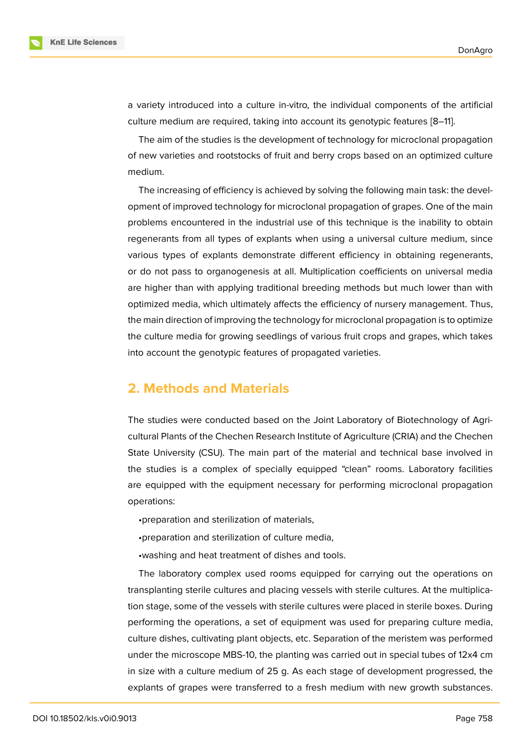a variety introduced into a culture in-vitro, the individual components of the artificial culture medium are required, taking into account its genotypic features [8–11].

The aim of the studies is the development of technology for microclonal propagation of new varieties and rootstocks of fruit and berry crops based on an optimized culture medium.

The increasing of efficiency is achieved by solving the following main task: the development of improved technology for microclonal propagation of grapes. One of the main problems encountered in the industrial use of this technique is the inability to obtain regenerants from all types of explants when using a universal culture medium, since various types of explants demonstrate different efficiency in obtaining regenerants, or do not pass to organogenesis at all. Multiplication coefficients on universal media are higher than with applying traditional breeding methods but much lower than with optimized media, which ultimately affects the efficiency of nursery management. Thus, the main direction of improving the technology for microclonal propagation is to optimize the culture media for growing seedlings of various fruit crops and grapes, which takes into account the genotypic features of propagated varieties.

## 2. Methods and Materials

The studies were conducted based on the Joint Laboratory of Biotechnology of Agricultural Plants of the Chechen Research Institute of Agriculture (CRIA) and the Chechen State University (CSU). The main part of the material and technical base involved in the studies is a complex of specially equipped "clean" rooms. Laboratory facilities are equipped with the equipment necessary for performing microclonal propagation operations:

•preparation and sterilization of materials,

•preparation and sterilization of culture media,

•washing and heat treatment of dishes and tools.

The laboratory complex used rooms equipped for carrying out the operations on transplanting sterile cultures and placing vessels with sterile cultures. At the multiplication stage, some of the vessels with sterile cultures were placed in sterile boxes. During performing the operations, a set of equipment was used for preparing culture media, culture dishes, cultivating plant objects, etc. Separation of the meristem was performed under the microscope MBS-10, the planting was carried out in special tubes of 12x4 cm in size with a culture medium of 25 g. As each stage of development progressed, the explants of grapes were transferred to a fresh medium with new growth substances.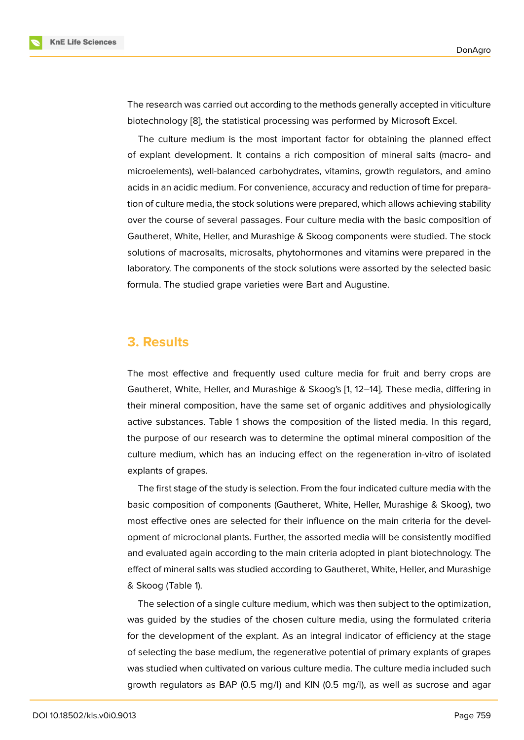The research was carried out according to the methods generally accepted in viticulture biotechnology [8], the statistical processing was performed by Microsoft Excel.

The culture medium is the most important factor for obtaining the planned effect of explant development. It contains a rich composition of mineral salts (macro- and microelements), well-balanced carbohydrates, vitamins, growth regulators, and amino acids in an acidic medium. For convenience, accuracy and reduction of time for preparation of culture media, the stock solutions were prepared, which allows achieving stability over the course of several passages. Four culture media with the basic composition of Gautheret, White, Heller, and Murashige & Skoog components were studied. The stock solutions of macrosalts, microsalts, phytohormones and vitamins were prepared in the laboratory. The components of the stock solutions were assorted by the selected basic formula. The studied grape varieties were Bart and Augustine.

## 3. Results

The most effective and frequently used culture media for fruit and berry crops are Gautheret, White, Heller, and Murashige & Skoog's [1, 12–14]. These media, differing in their mineral composition, have the same set of organic additives and physiologically active substances. Table 1 shows the composition of the listed media. In this regard, the purpose of our research was to determine the optimal mineral composition of the culture medium, which has an inducing effect on the regeneration in-vitro of isolated explants of grapes.

The first stage of the study is selection. From the four indicated culture media with the basic composition of components (Gautheret, White, Heller, Murashige & Skoog), two most effective ones are selected for their influence on the main criteria for the development of microclonal plants. Further, the assorted media will be consistently modified and evaluated again according to the main criteria adopted in plant biotechnology. The effect of mineral salts was studied according to Gautheret, White, Heller, and Murashige & Skoog (Table 1).

The selection of a single culture medium, which was then subject to the optimization, was guided by the studies of the chosen culture media, using the formulated criteria for the development of the explant. As an integral indicator of efficiency at the stage of selecting the base medium, the regenerative potential of primary explants of grapes was studied when cultivated on various culture media. The culture media included such growth regulators as BAP (0.5 mg/l) and KIN (0.5 mg/l), as well as sucrose and agar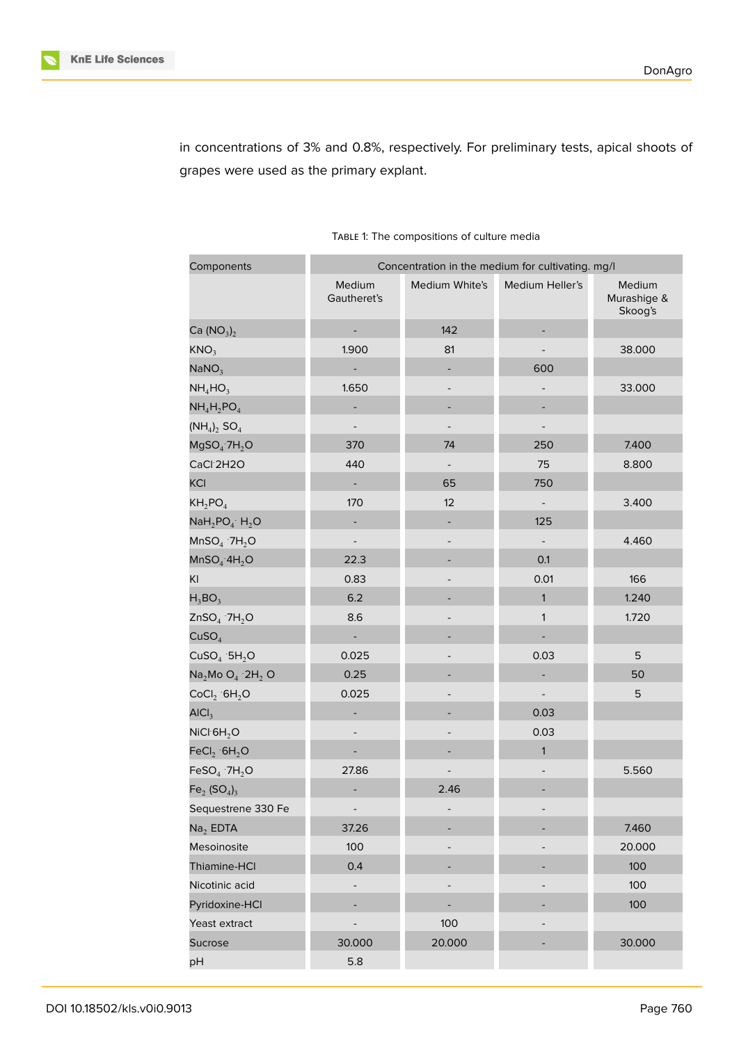in concentrations of 3% and 0.8%, respectively. For preliminary tests, apical shoots of grapes were used as the primary explant.

TABLE 1: The compositions of culture media

| Components | Concentration in the medium for cultivating. mg/l | | | |
|---|---|---|---|---|
| | Medium Gautheret's | Medium White's | Medium Heller's | Medium Murashige & Skoog's |
| Ca $(NO_3)_2$ | - | 142 | - | |
| $KNO_3$ | 1.900 | 81 | - | 38.000 |
| $NaNO_3$ | - | - | 600 | |
| $NH_4HO_3$ | 1.650 | - | - | 33.000 |
| $NH_4H_2PO_4$ | - | - | - | |
| $(NH_4)_2$ $SO_4$ | - | - | - | |
| $MgSO_4 \cdot 7H_2O$ | 370 | 74 | 250 | 7.400 |
| CaCl·2H2O | 440 | - | 75 | 8.800 |
| KCl | - | 65 | 750 | |
| $KH_2PO_4$ | 170 | 12 | - | 3.400 |
| $NaH_2PO_4 \cdot H_2O$ | - | - | 125 | |
| $MnSO_4 \cdot 7H_2O$ | - | - | - | 4.460 |
| $MnSO_4 \cdot 4H_2O$ | 22.3 | - | 0.1 | |
| KI | 0.83 | - | 0.01 | 166 |
| $H_3BO_3$ | 6.2 | - | 1 | 1.240 |
| $ZnSO_4 \cdot 7H_2O$ | 8.6 | - | 1 | 1.720 |
| $CuSO_4$ | - | - | - | |
| $CuSO_4 \cdot 5H_2O$ | 0.025 | - | 0.03 | 5 |
| $Na_2MoO_4 \cdot 2H_2O$ | 0.25 | - | - | 50 |
| $CoCl_2 \cdot 6H_2O$ | 0.025 | - | - | 5 |
| $AlCl_3$ | - | - | 0.03 | |
| $NiCl \cdot 6H_2O$ | - | - | 0.03 | |
| $FeCl_3 \cdot 6H_2O$ | - | - | 1 | |
| $FeSO_4 \cdot 7H_2O$ | 27.86 | - | - | 5.560 |
| $Fe_2(SO_4)_3$ | - | 2.46 | - | |
| Sequestrene 330 Fe | - | - | - | |
| $Na_2$ EDTA | 37.26 | - | - | 7.460 |
| Mesoinosite | 100 | - | - | 20.000 |
| Thiamine-HCl | 0.4 | - | - | 100 |
| Nicotinic acid | - | - | - | 100 |
| Pyridoxine-HCl | - | - | - | 100 |
| Yeast extract | - | 100 | - | |
| Sucrose | 30.000 | 20.000 | - | 30.000 |
| pH | 5.8 | | | |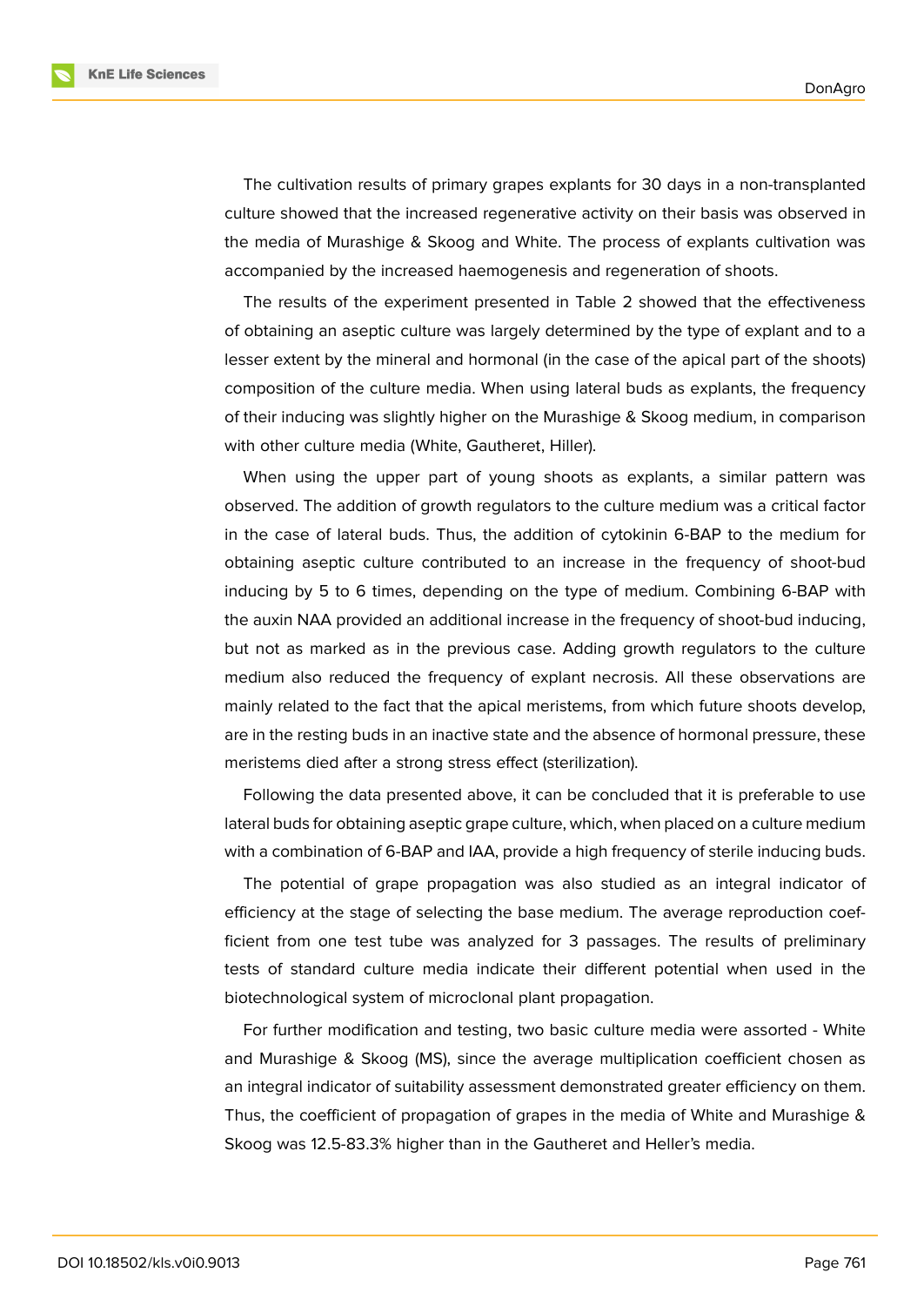The cultivation results of primary grapes explants for 30 days in a non-transplanted culture showed that the increased regenerative activity on their basis was observed in the media of Murashige & Skoog and White. The process of explants cultivation was accompanied by the increased haemogenesis and regeneration of shoots.

The results of the experiment presented in Table 2 showed that the effectiveness of obtaining an aseptic culture was largely determined by the type of explant and to a lesser extent by the mineral and hormonal (in the case of the apical part of the shoots) composition of the culture media. When using lateral buds as explants, the frequency of their inducing was slightly higher on the Murashige & Skoog medium, in comparison with other culture media (White, Gautheret, Hiller).

When using the upper part of young shoots as explants, a similar pattern was observed. The addition of growth regulators to the culture medium was a critical factor in the case of lateral buds. Thus, the addition of cytokinin 6-BAP to the medium for obtaining aseptic culture contributed to an increase in the frequency of shoot-bud inducing by 5 to 6 times, depending on the type of medium. Combining 6-BAP with the auxin NAA provided an additional increase in the frequency of shoot-bud inducing, but not as marked as in the previous case. Adding growth regulators to the culture medium also reduced the frequency of explant necrosis. All these observations are mainly related to the fact that the apical meristems, from which future shoots develop, are in the resting buds in an inactive state and the absence of hormonal pressure, these meristems died after a strong stress effect (sterilization).

Following the data presented above, it can be concluded that it is preferable to use lateral buds for obtaining aseptic grape culture, which, when placed on a culture medium with a combination of 6-BAP and IAA, provide a high frequency of sterile inducing buds.

The potential of grape propagation was also studied as an integral indicator of efficiency at the stage of selecting the base medium. The average reproduction coefficient from one test tube was analyzed for 3 passages. The results of preliminary tests of standard culture media indicate their different potential when used in the biotechnological system of microclonal plant propagation.

For further modification and testing, two basic culture media were assorted - White and Murashige & Skoog (MS), since the average multiplication coefficient chosen as an integral indicator of suitability assessment demonstrated greater efficiency on them. Thus, the coefficient of propagation of grapes in the media of White and Murashige & Skoog was 12.5-83.3% higher than in the Gautheret and Heller's media.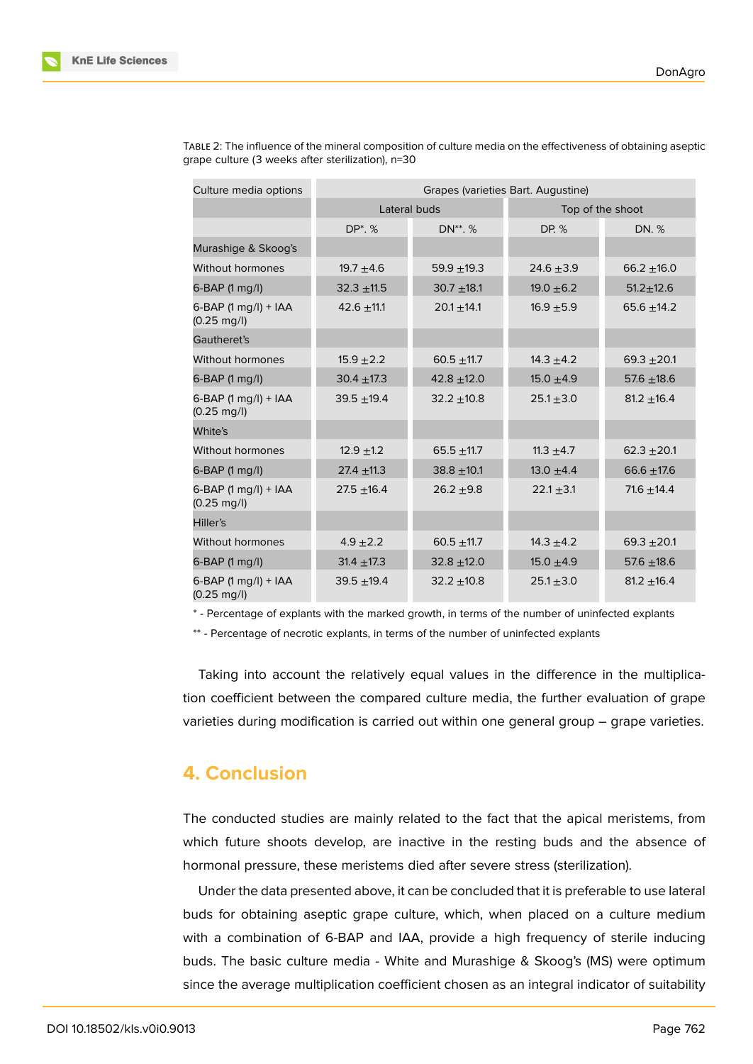Table 2: The influence of the mineral composition of culture media on the effectiveness of obtaining aseptic grape culture (3 weeks after sterilization), n=30

| Culture media options | Grapes (varieties Bart. Augustine) | | | |
|---|---|---|---|---|
| | Lateral buds | | Top of the shoot | |
| | DP*. % | DN**. % | DP. % | DN. % |
| Murashige & Skoog's | | | | |
| Without hormones | 19.7 ±4.6 | 59.9 ±19.3 | 24.6 ±3.9 | 66.2 ±16.0 |
| 6-BAP (1 mg/l) | 32.3 ±11.5 | 30.7 ±18.1 | 19.0 ±6.2 | 51.2±12.6 |
| 6-BAP (1 mg/l) + IAA (0.25 mg/l) | 42.6 ±11.1 | 20.1 ±14.1 | 16.9 ±5.9 | 65.6 ±14.2 |
| Gautheret's | | | | |
| Without hormones | 15.9 ±2.2 | 60.5 ±11.7 | 14.3 ±4.2 | 69.3 ±20.1 |
| 6-BAP (1 mg/l) | 30.4 ±17.3 | 42.8 ±12.0 | 15.0 ±4.9 | 57.6 ±18.6 |
| 6-BAP (1 mg/l) + IAA (0.25 mg/l) | 39.5 ±19.4 | 32.2 ±10.8 | 25.1 ±3.0 | 81.2 ±16.4 |
| White's | | | | |
| Without hormones | 12.9 ±1.2 | 65.5 ±11.7 | 11.3 ±4.7 | 62.3 ±20.1 |
| 6-BAP (1 mg/l) | 27.4 ±11.3 | 38.8 ±10.1 | 13.0 ±4.4 | 66.6 ±17.6 |
| 6-BAP (1 mg/l) + IAA (0.25 mg/l) | 27.5 ±16.4 | 26.2 ±9.8 | 22.1 ±3.1 | 71.6 ±14.4 |
| Hiller's | | | | |
| Without hormones | 4.9 ±2.2 | 60.5 ±11.7 | 14.3 ±4.2 | 69.3 ±20.1 |
| 6-BAP (1 mg/l) | 31.4 ±17.3 | 32.8 ±12.0 | 15.0 ±4.9 | 57.6 ±18.6 |
| 6-BAP (1 mg/l) + IAA (0.25 mg/l) | 39.5 ±19.4 | 32.2 ±10.8 | 25.1 ±3.0 | 81.2 ±16.4 |

* - Percentage of explants with the marked growth, in terms of the number of uninfected explants

** - Percentage of necrotic explants, in terms of the number of uninfected explants

Taking into account the relatively equal values in the difference in the multiplication coefficient between the compared culture media, the further evaluation of grape varieties during modification is carried out within one general group – grape varieties.

## 4. Conclusion

The conducted studies are mainly related to the fact that the apical meristems, from which future shoots develop, are inactive in the resting buds and the absence of hormonal pressure, these meristems died after severe stress (sterilization).

Under the data presented above, it can be concluded that it is preferable to use lateral buds for obtaining aseptic grape culture, which, when placed on a culture medium with a combination of 6-BAP and IAA, provide a high frequency of sterile inducing buds. The basic culture media - White and Murashige & Skoog's (MS) were optimum since the average multiplication coefficient chosen as an integral indicator of suitability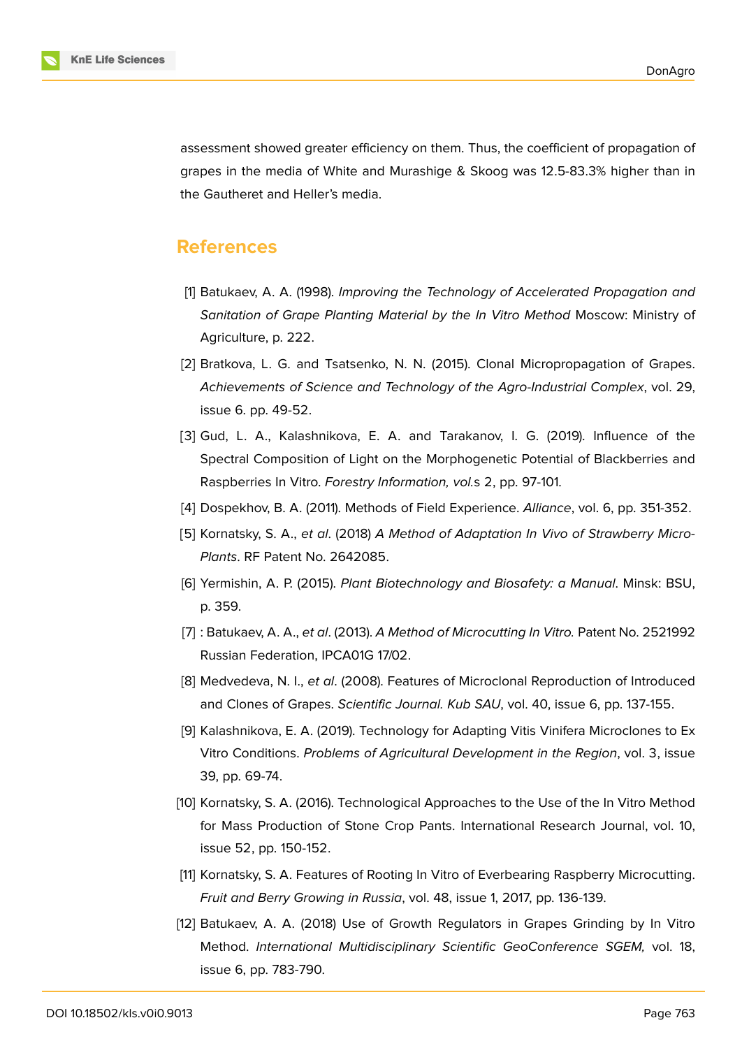assessment showed greater efficiency on them. Thus, the coefficient of propagation of grapes in the media of White and Murashige & Skoog was 12.5-83.3% higher than in the Gautheret and Heller's media.

## References

[1] Batukaev, A. A. (1998). *Improving the Technology of Accelerated Propagation and Sanitation of Grape Planting Material by the In Vitro Method* Moscow: Ministry of Agriculture, p. 222.

[2] Bratkova, L. G. and Tsatsenko, N. N. (2015). Clonal Micropropagation of Grapes. *Achievements of Science and Technology of the Agro-Industrial Complex*, vol. 29, issue 6. pp. 49-52.

[3] Gud, L. A., Kalashnikova, E. A. and Tarakanov, I. G. (2019). Influence of the Spectral Composition of Light on the Morphogenetic Potential of Blackberries and Raspberries In Vitro. *Forestry Information, vol.*s 2, pp. 97-101.

[4] Dospekhov, B. A. (2011). Methods of Field Experience. *Alliance*, vol. 6, pp. 351-352.

[5] Kornatsky, S. A., *et al*. (2018) *A Method of Adaptation In Vivo of Strawberry Micro-Plants*. RF Patent No. 2642085.

[6] Yermishin, A. P. (2015). *Plant Biotechnology and Biosafety: a Manual*. Minsk: BSU, p. 359.

[7] : Batukaev, A. A., *et al*. (2013). *A Method of Microcutting In Vitro.* Patent No. 2521992 Russian Federation, IPCA01G 17/02.

[8] Medvedeva, N. I., *et al*. (2008). Features of Microclonal Reproduction of Introduced and Clones of Grapes. *Scientific Journal. Kub SAU*, vol. 40, issue 6, pp. 137-155.

[9] Kalashnikova, E. A. (2019). Technology for Adapting Vitis Vinifera Microclones to Ex Vitro Conditions. *Problems of Agricultural Development in the Region*, vol. 3, issue 39, pp. 69-74.

[10] Kornatsky, S. A. (2016). Technological Approaches to the Use of the In Vitro Method for Mass Production of Stone Crop Pants. International Research Journal, vol. 10, issue 52, pp. 150-152.

[11] Kornatsky, S. A. Features of Rooting In Vitro of Everbearing Raspberry Microcutting. *Fruit and Berry Growing in Russia*, vol. 48, issue 1, 2017, pp. 136-139.

[12] Batukaev, A. A. (2018) Use of Growth Regulators in Grapes Grinding by In Vitro Method. *International Multidisciplinary Scientific GeoConference SGEM,* vol. 18, issue 6, pp. 783-790.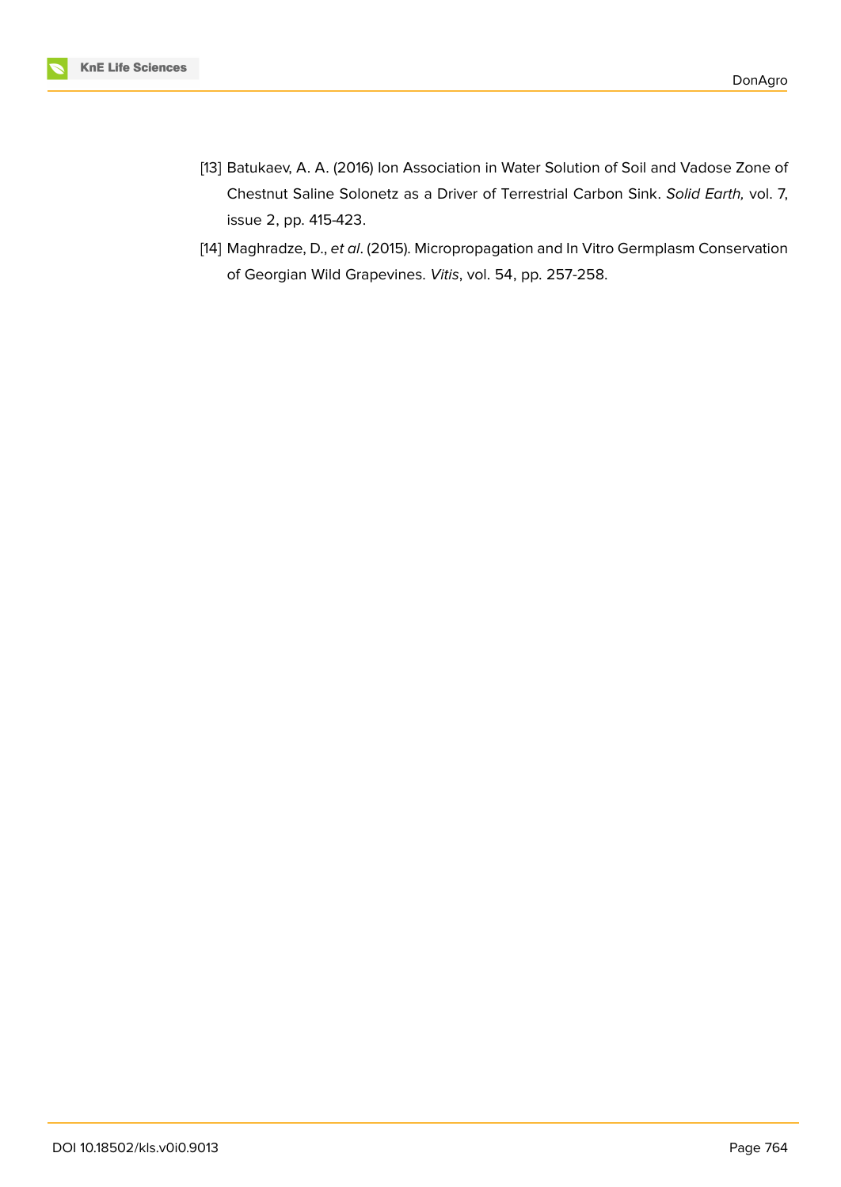[13] Batukaev, A. A. (2016) Ion Association in Water Solution of Soil and Vadose Zone of Chestnut Saline Solonetz as a Driver of Terrestrial Carbon Sink. *Solid Earth,* vol. 7, issue 2, pp. 415-423.

[14] Maghradze, D., *et al*. (2015). Micropropagation and In Vitro Germplasm Conservation of Georgian Wild Grapevines. *Vitis*, vol. 54, pp. 257-258.